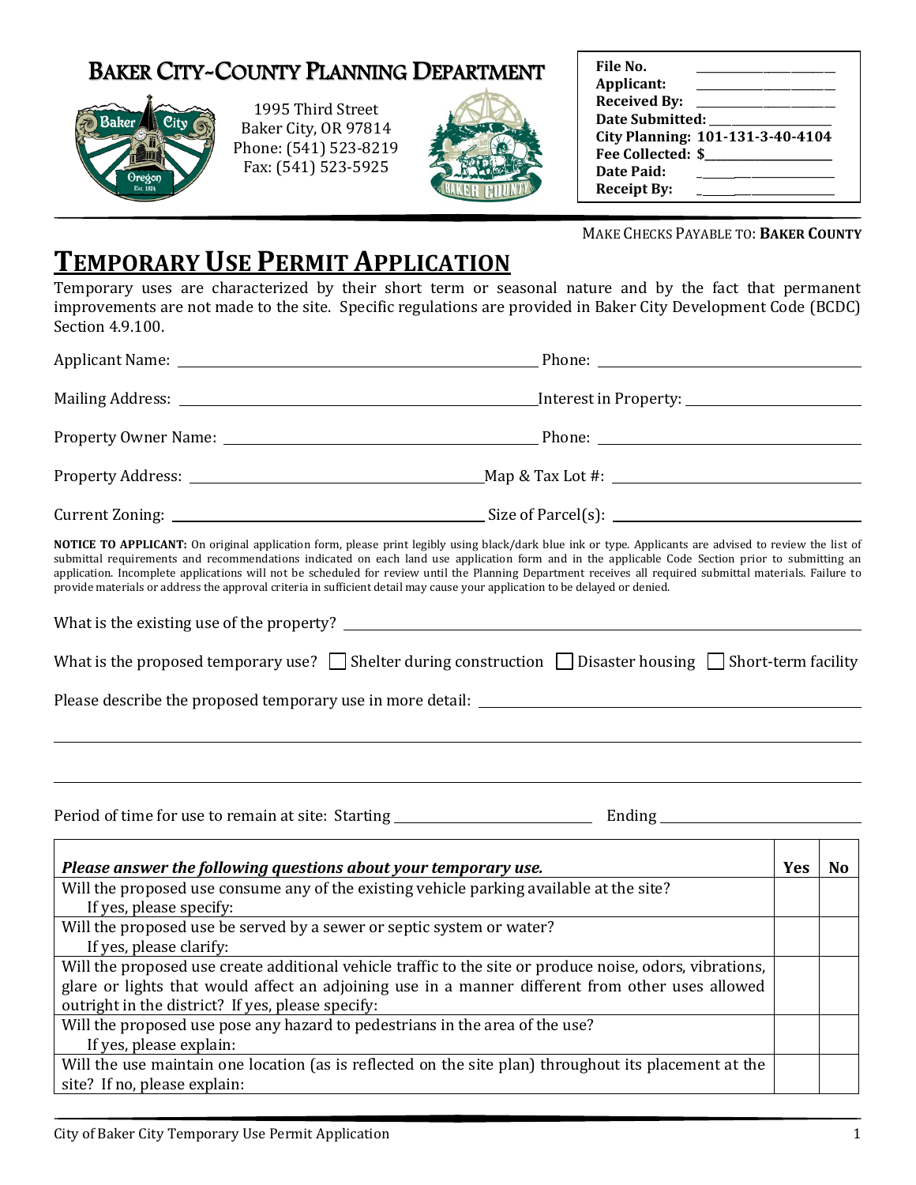# BAKER CITY-COUNTY PLANNING DEPARTMENT

1995 Third Street
Baker City, OR 97814
Phone: (541) 523-8219
Fax: (541) 523-5925

| | |
|---|---|
| **File No.** | |
| **Applicant:** | |
| **Received By:** | |
| **Date Submitted:** | |
| **City Planning:** | **101-131-3-40-4104** |
| **Fee Collected:** | **$** |
| **Date Paid:** | |
| **Receipt By:** | |

MAKE CHECKS PAYABLE TO: **BAKER COUNTY**

# TEMPORARY USE PERMIT APPLICATION

Temporary uses are characterized by their short term or seasonal nature and by the fact that permanent improvements are not made to the site. Specific regulations are provided in Baker City Development Code (BCDC) Section 4.9.100.

Applicant Name: ______________________ Phone: ______________________

Mailing Address: ______________________ Interest in Property: ______________________

Property Owner Name: ______________________ Phone: ______________________

Property Address: ______________________ Map & Tax Lot #: ______________________

Current Zoning: ______________________ Size of Parcel(s): ______________________

**NOTICE TO APPLICANT:** On original application form, please print legibly using black/dark blue ink or type. Applicants are advised to review the list of submittal requirements and recommendations indicated on each land use application form and in the applicable Code Section prior to submitting an application. Incomplete applications will not be scheduled for review until the Planning Department receives all required submittal materials. Failure to provide materials or address the approval criteria in sufficient detail may cause your application to be delayed or denied.

What is the existing use of the property? ______________________

What is the proposed temporary use? ☐ Shelter during construction ☐ Disaster housing ☐ Short-term facility

Please describe the proposed temporary use in more detail: ______________________

Period of time for use to remain at site: Starting ______________________ Ending ______________________

| *Please answer the following questions about your temporary use.* | Yes | No |
|---|---|---|
| Will the proposed use consume any of the existing vehicle parking available at the site? If yes, please specify: | | |
| Will the proposed use be served by a sewer or septic system or water? If yes, please clarify: | | |
| Will the proposed use create additional vehicle traffic to the site or produce noise, odors, vibrations, glare or lights that would affect an adjoining use in a manner different from other uses allowed outright in the district? If yes, please specify: | | |
| Will the proposed use pose any hazard to pedestrians in the area of the use? If yes, please explain: | | |
| Will the use maintain one location (as is reflected on the site plan) throughout its placement at the site? If no, please explain: | | |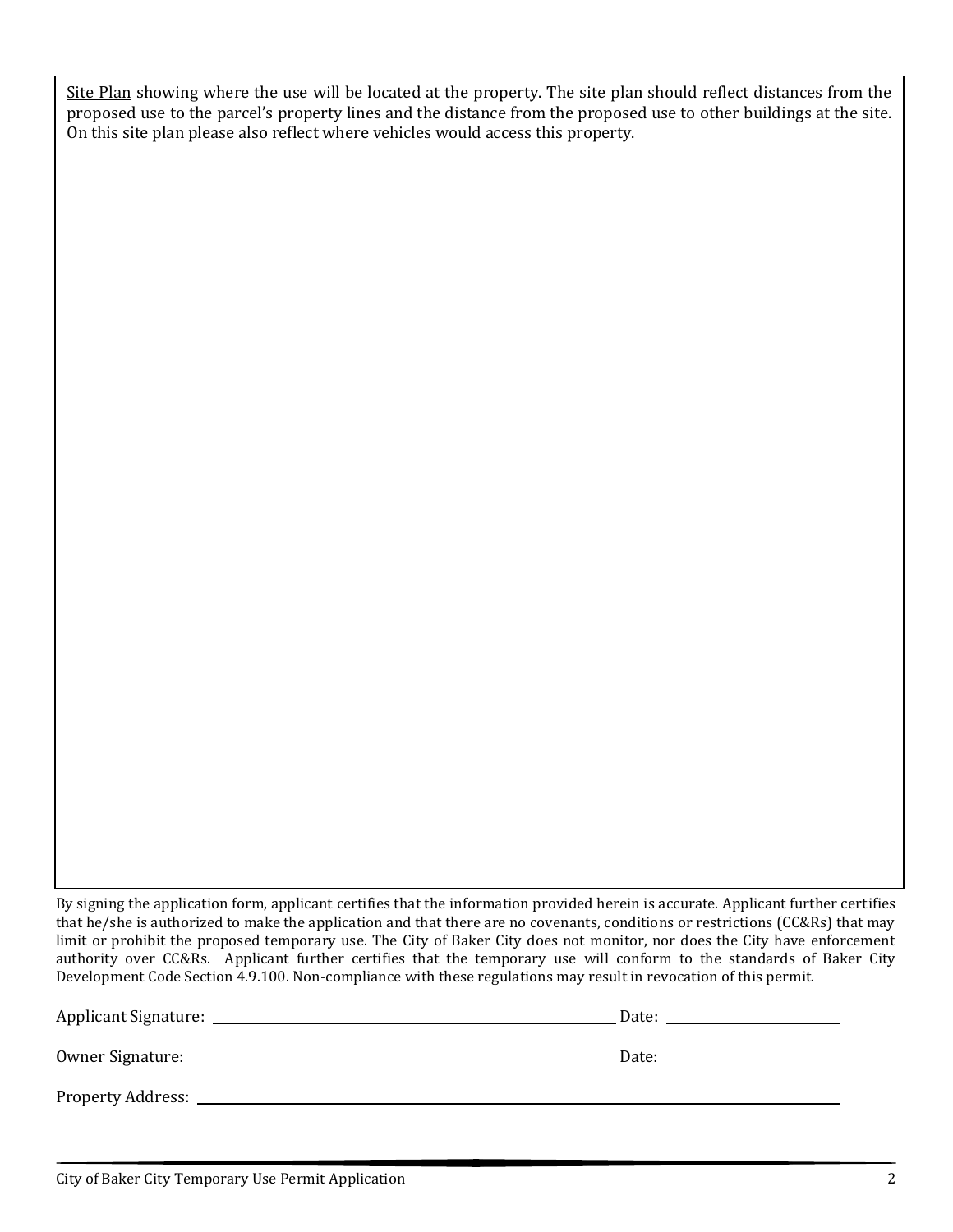<u>Site Plan</u> showing where the use will be located at the property. The site plan should reflect distances from the proposed use to the parcel's property lines and the distance from the proposed use to other buildings at the site. On this site plan please also reflect where vehicles would access this property.

By signing the application form, applicant certifies that the information provided herein is accurate. Applicant further certifies that he/she is authorized to make the application and that there are no covenants, conditions or restrictions (CC&Rs) that may limit or prohibit the proposed temporary use. The City of Baker City does not monitor, nor does the City have enforcement authority over CC&Rs. Applicant further certifies that the temporary use will conform to the standards of Baker City Development Code Section 4.9.100. Non-compliance with these regulations may result in revocation of this permit.

Applicant Signature: ______________________________ Date: ______________

Owner Signature: ______________________________ Date: ______________

Property Address: ______________________________________________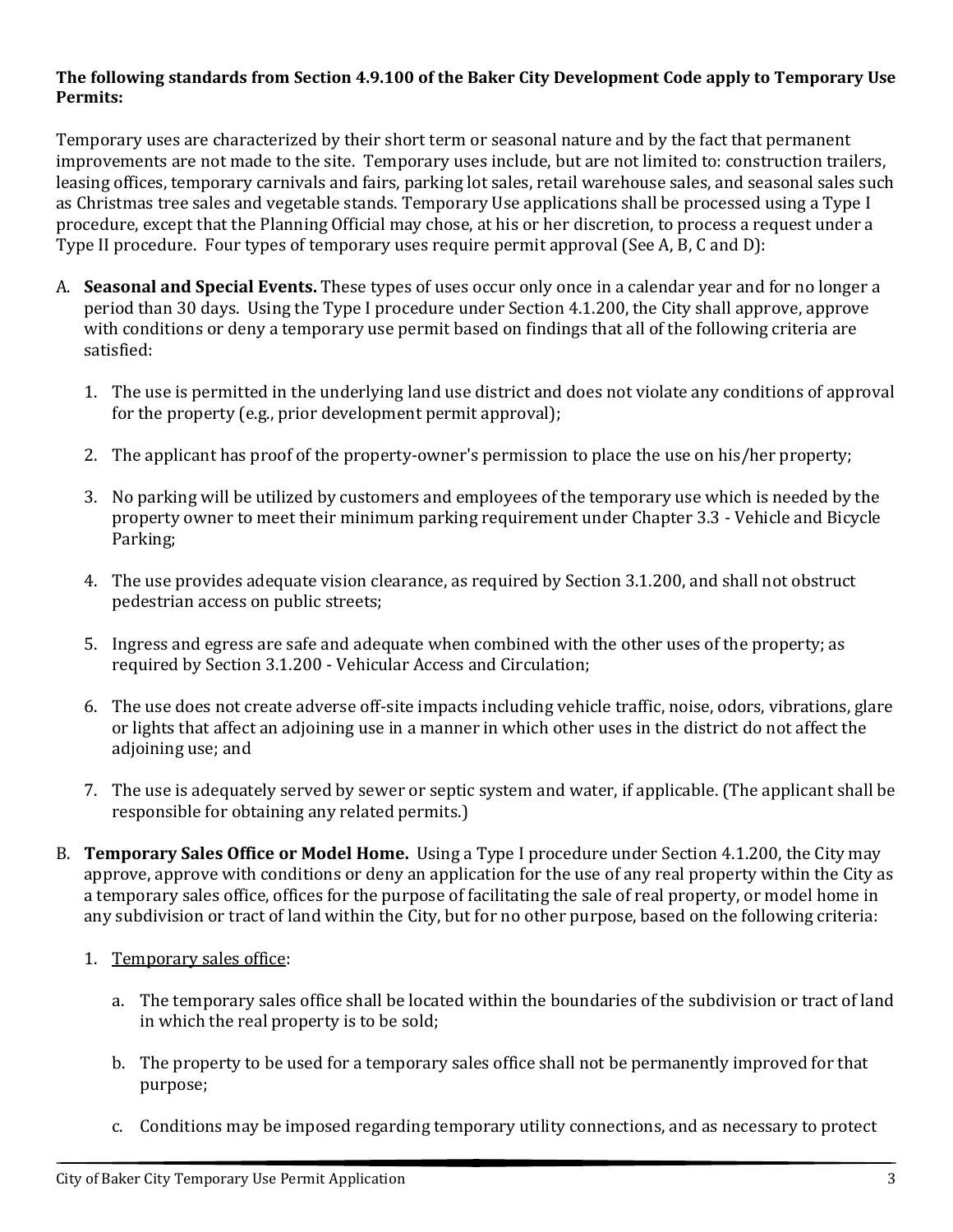**The following standards from Section 4.9.100 of the Baker City Development Code apply to Temporary Use Permits:**

Temporary uses are characterized by their short term or seasonal nature and by the fact that permanent improvements are not made to the site. Temporary uses include, but are not limited to: construction trailers, leasing offices, temporary carnivals and fairs, parking lot sales, retail warehouse sales, and seasonal sales such as Christmas tree sales and vegetable stands. Temporary Use applications shall be processed using a Type I procedure, except that the Planning Official may chose, at his or her discretion, to process a request under a Type II procedure. Four types of temporary uses require permit approval (See A, B, C and D):

A. **Seasonal and Special Events.** These types of uses occur only once in a calendar year and for no longer a period than 30 days. Using the Type I procedure under Section 4.1.200, the City shall approve, approve with conditions or deny a temporary use permit based on findings that all of the following criteria are satisfied:

   1. The use is permitted in the underlying land use district and does not violate any conditions of approval for the property (e.g., prior development permit approval);

   2. The applicant has proof of the property-owner's permission to place the use on his/her property;

   3. No parking will be utilized by customers and employees of the temporary use which is needed by the property owner to meet their minimum parking requirement under Chapter 3.3 - Vehicle and Bicycle Parking;

   4. The use provides adequate vision clearance, as required by Section 3.1.200, and shall not obstruct pedestrian access on public streets;

   5. Ingress and egress are safe and adequate when combined with the other uses of the property; as required by Section 3.1.200 - Vehicular Access and Circulation;

   6. The use does not create adverse off-site impacts including vehicle traffic, noise, odors, vibrations, glare or lights that affect an adjoining use in a manner in which other uses in the district do not affect the adjoining use; and

   7. The use is adequately served by sewer or septic system and water, if applicable. (The applicant shall be responsible for obtaining any related permits.)

B. **Temporary Sales Office or Model Home.** Using a Type I procedure under Section 4.1.200, the City may approve, approve with conditions or deny an application for the use of any real property within the City as a temporary sales office, offices for the purpose of facilitating the sale of real property, or model home in any subdivision or tract of land within the City, but for no other purpose, based on the following criteria:

   1. <u>Temporary sales office</u>:

      a. The temporary sales office shall be located within the boundaries of the subdivision or tract of land in which the real property is to be sold;

      b. The property to be used for a temporary sales office shall not be permanently improved for that purpose;

      c. Conditions may be imposed regarding temporary utility connections, and as necessary to protect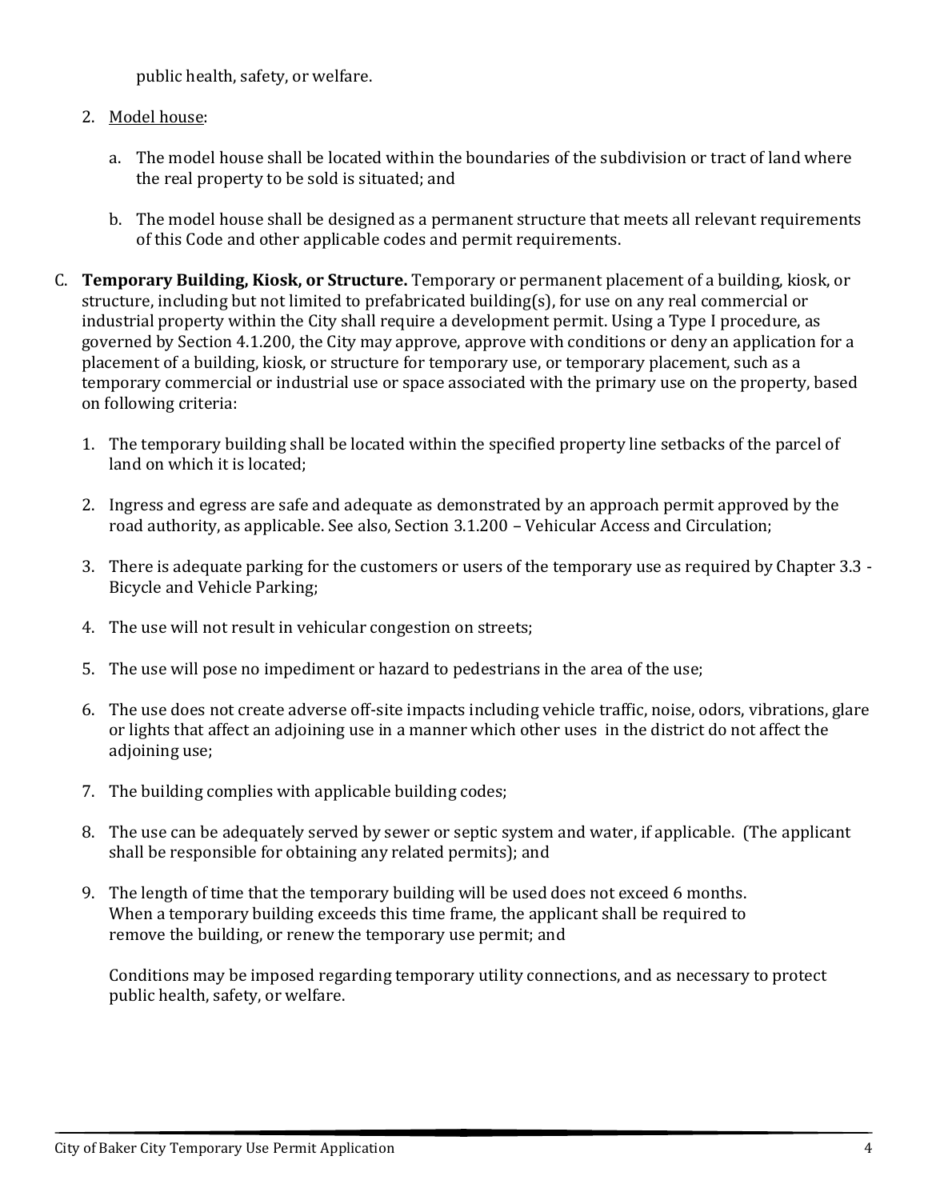public health, safety, or welfare.

2. Model house:

   a. The model house shall be located within the boundaries of the subdivision or tract of land where the real property to be sold is situated; and

   b. The model house shall be designed as a permanent structure that meets all relevant requirements of this Code and other applicable codes and permit requirements.

C. **Temporary Building, Kiosk, or Structure.** Temporary or permanent placement of a building, kiosk, or structure, including but not limited to prefabricated building(s), for use on any real commercial or industrial property within the City shall require a development permit. Using a Type I procedure, as governed by Section 4.1.200, the City may approve, approve with conditions or deny an application for a placement of a building, kiosk, or structure for temporary use, or temporary placement, such as a temporary commercial or industrial use or space associated with the primary use on the property, based on following criteria:

   1. The temporary building shall be located within the specified property line setbacks of the parcel of land on which it is located;

   2. Ingress and egress are safe and adequate as demonstrated by an approach permit approved by the road authority, as applicable. See also, Section 3.1.200 – Vehicular Access and Circulation;

   3. There is adequate parking for the customers or users of the temporary use as required by Chapter 3.3 - Bicycle and Vehicle Parking;

   4. The use will not result in vehicular congestion on streets;

   5. The use will pose no impediment or hazard to pedestrians in the area of the use;

   6. The use does not create adverse off-site impacts including vehicle traffic, noise, odors, vibrations, glare or lights that affect an adjoining use in a manner which other uses in the district do not affect the adjoining use;

   7. The building complies with applicable building codes;

   8. The use can be adequately served by sewer or septic system and water, if applicable. (The applicant shall be responsible for obtaining any related permits); and

   9. The length of time that the temporary building will be used does not exceed 6 months. When a temporary building exceeds this time frame, the applicant shall be required to remove the building, or renew the temporary use permit; and

   Conditions may be imposed regarding temporary utility connections, and as necessary to protect public health, safety, or welfare.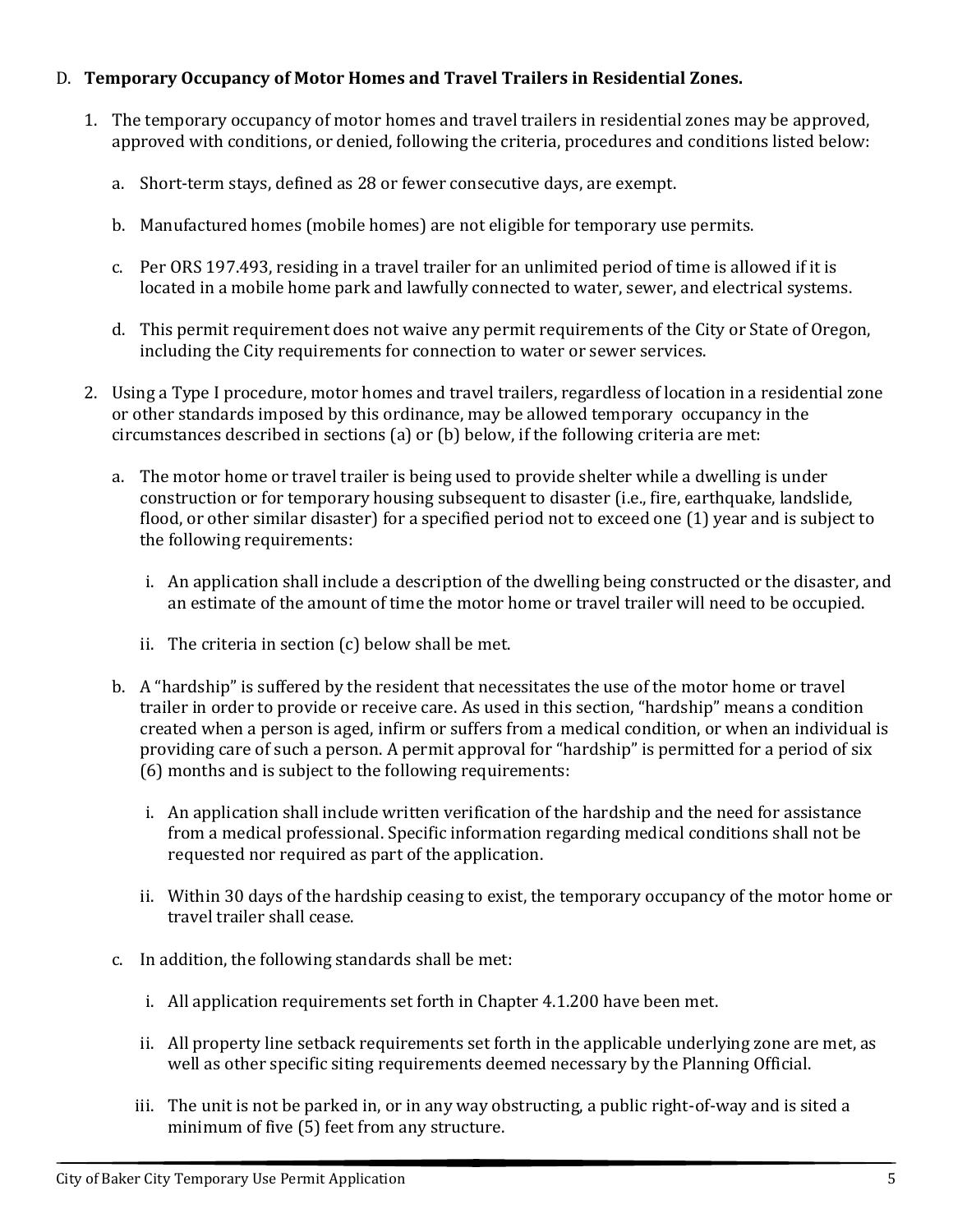D. **Temporary Occupancy of Motor Homes and Travel Trailers in Residential Zones.**

1. The temporary occupancy of motor homes and travel trailers in residential zones may be approved, approved with conditions, or denied, following the criteria, procedures and conditions listed below:

   a. Short-term stays, defined as 28 or fewer consecutive days, are exempt.

   b. Manufactured homes (mobile homes) are not eligible for temporary use permits.

   c. Per ORS 197.493, residing in a travel trailer for an unlimited period of time is allowed if it is located in a mobile home park and lawfully connected to water, sewer, and electrical systems.

   d. This permit requirement does not waive any permit requirements of the City or State of Oregon, including the City requirements for connection to water or sewer services.

2. Using a Type I procedure, motor homes and travel trailers, regardless of location in a residential zone or other standards imposed by this ordinance, may be allowed temporary occupancy in the circumstances described in sections (a) or (b) below, if the following criteria are met:

   a. The motor home or travel trailer is being used to provide shelter while a dwelling is under construction or for temporary housing subsequent to disaster (i.e., fire, earthquake, landslide, flood, or other similar disaster) for a specified period not to exceed one (1) year and is subject to the following requirements:

      i. An application shall include a description of the dwelling being constructed or the disaster, and an estimate of the amount of time the motor home or travel trailer will need to be occupied.

      ii. The criteria in section (c) below shall be met.

   b. A "hardship" is suffered by the resident that necessitates the use of the motor home or travel trailer in order to provide or receive care. As used in this section, "hardship" means a condition created when a person is aged, infirm or suffers from a medical condition, or when an individual is providing care of such a person. A permit approval for "hardship" is permitted for a period of six (6) months and is subject to the following requirements:

      i. An application shall include written verification of the hardship and the need for assistance from a medical professional. Specific information regarding medical conditions shall not be requested nor required as part of the application.

      ii. Within 30 days of the hardship ceasing to exist, the temporary occupancy of the motor home or travel trailer shall cease.

   c. In addition, the following standards shall be met:

      i. All application requirements set forth in Chapter 4.1.200 have been met.

      ii. All property line setback requirements set forth in the applicable underlying zone are met, as well as other specific siting requirements deemed necessary by the Planning Official.

      iii. The unit is not be parked in, or in any way obstructing, a public right-of-way and is sited a minimum of five (5) feet from any structure.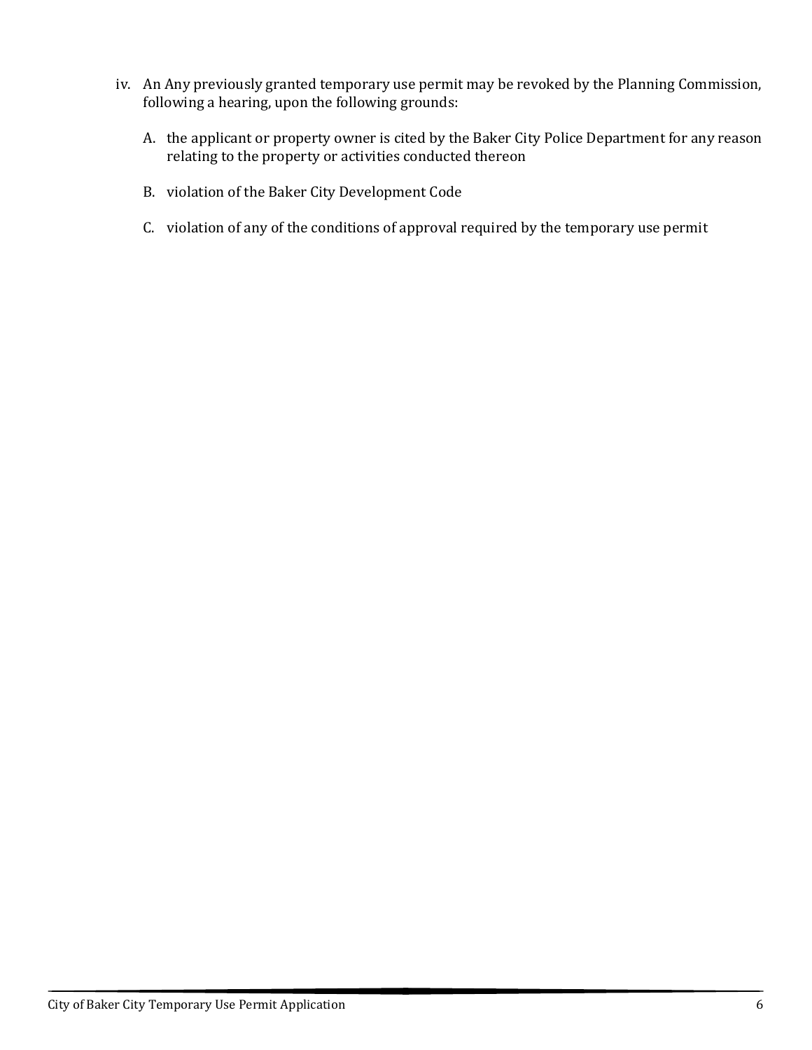iv. An Any previously granted temporary use permit may be revoked by the Planning Commission, following a hearing, upon the following grounds:

   A. the applicant or property owner is cited by the Baker City Police Department for any reason relating to the property or activities conducted thereon

   B. violation of the Baker City Development Code

   C. violation of any of the conditions of approval required by the temporary use permit